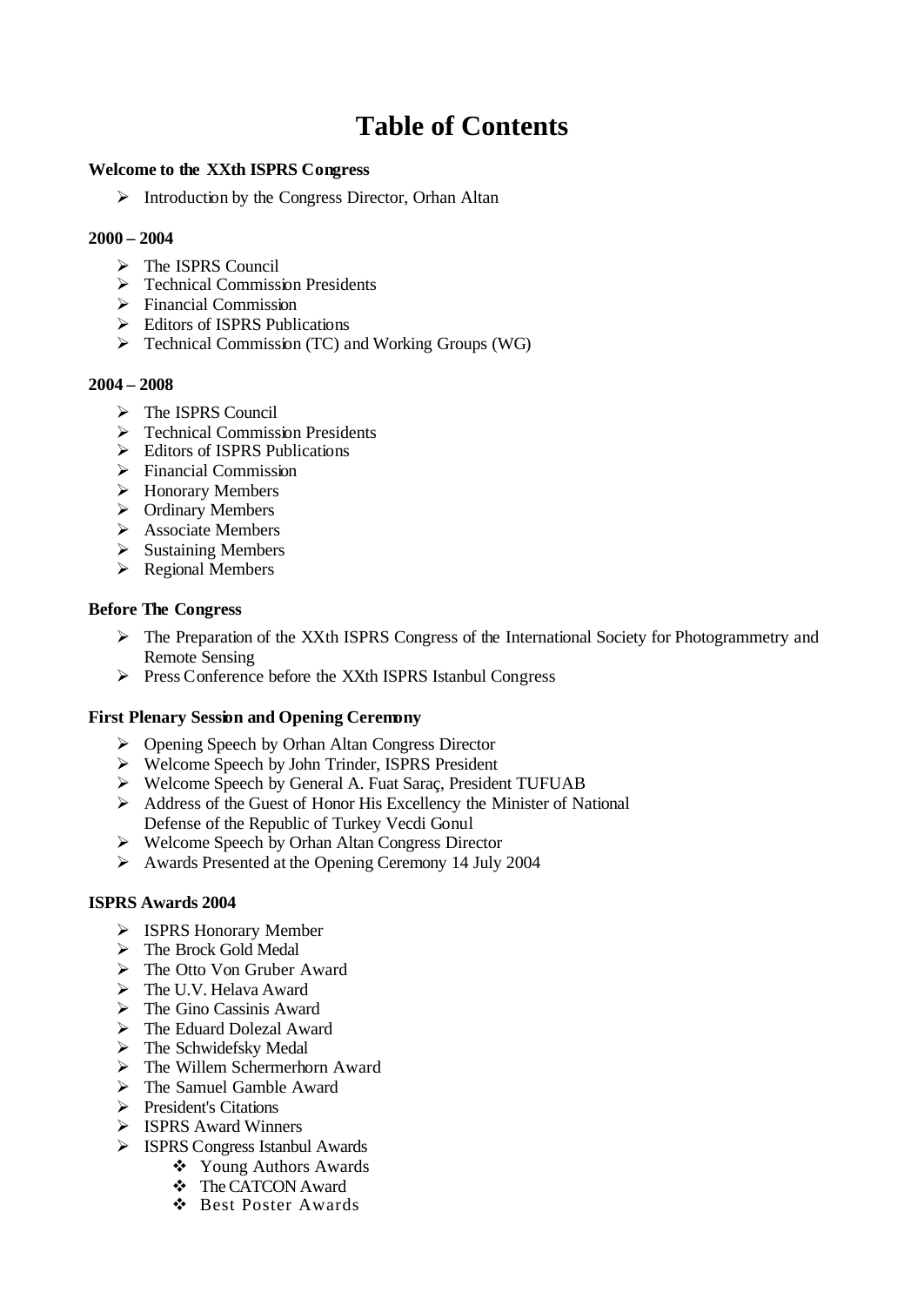# Table of Contents

**Welcome to the XXth ISPRS Congress**

- Introduction by the Congress Director, Orhan Altan

**2000 – 2004**

- The ISPRS Council
- Technical Commission Presidents
- Financial Commission
- Editors of ISPRS Publications
- Technical Commission (TC) and Working Groups (WG)

**2004 – 2008**

- The ISPRS Council
- Technical Commission Presidents
- Editors of ISPRS Publications
- Financial Commission
- Honorary Members
- Ordinary Members
- Associate Members
- Sustaining Members
- Regional Members

**Before The Congress**

- The Preparation of the XXth ISPRS Congress of the International Society for Photogrammetry and Remote Sensing
- Press Conference before the XXth ISPRS Istanbul Congress

**First Plenary Session and Opening Ceremony**

- Opening Speech by Orhan Altan Congress Director
- Welcome Speech by John Trinder, ISPRS President
- Welcome Speech by General A. Fuat Saraç, President TUFUAB
- Address of the Guest of Honor His Excellency the Minister of National Defense of the Republic of Turkey Vecdi Gonul
- Welcome Speech by Orhan Altan Congress Director
- Awards Presented at the Opening Ceremony 14 July 2004

**ISPRS Awards 2004**

- ISPRS Honorary Member
- The Brock Gold Medal
- The Otto Von Gruber Award
- The U.V. Helava Award
- The Gino Cassinis Award
- The Eduard Dolezal Award
- The Schwidefsky Medal
- The Willem Schermerhorn Award
- The Samuel Gamble Award
- President's Citations
- ISPRS Award Winners
- ISPRS Congress Istanbul Awards
  - Young Authors Awards
  - The CATCON Award
  - Best Poster Awards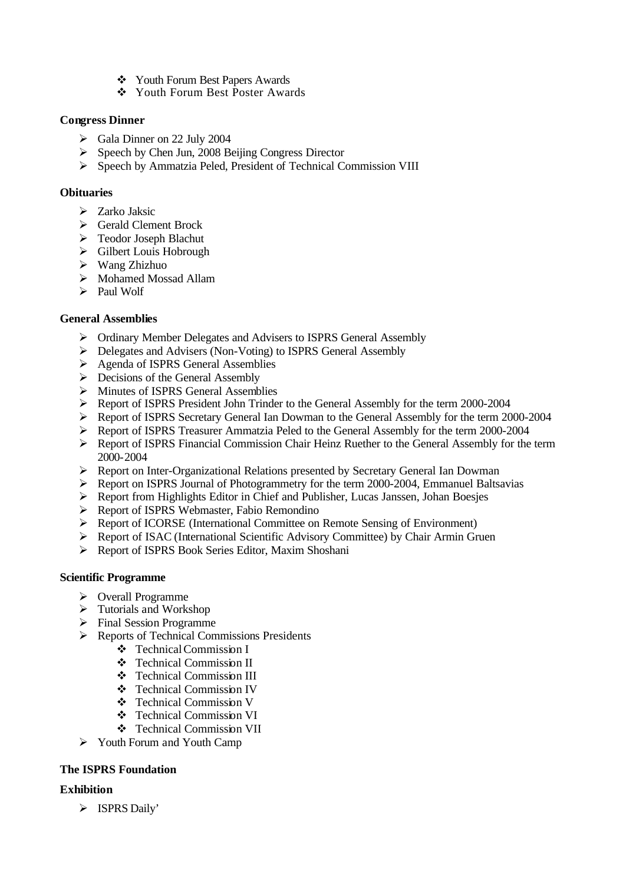- Youth Forum Best Papers Awards
- Youth Forum Best Poster Awards

**Congress Dinner**

- Gala Dinner on 22 July 2004
- Speech by Chen Jun, 2008 Beijing Congress Director
- Speech by Ammatzia Peled, President of Technical Commission VIII

**Obituaries**

- Zarko Jaksic
- Gerald Clement Brock
- Teodor Joseph Blachut
- Gilbert Louis Hobrough
- Wang Zhizhuo
- Mohamed Mossad Allam
- Paul Wolf

**General Assemblies**

- Ordinary Member Delegates and Advisers to ISPRS General Assembly
- Delegates and Advisers (Non-Voting) to ISPRS General Assembly
- Agenda of ISPRS General Assemblies
- Decisions of the General Assembly
- Minutes of ISPRS General Assemblies
- Report of ISPRS President John Trinder to the General Assembly for the term 2000-2004
- Report of ISPRS Secretary General Ian Dowman to the General Assembly for the term 2000-2004
- Report of ISPRS Treasurer Ammatzia Peled to the General Assembly for the term 2000-2004
- Report of ISPRS Financial Commission Chair Heinz Ruether to the General Assembly for the term 2000-2004
- Report on Inter-Organizational Relations presented by Secretary General Ian Dowman
- Report on ISPRS Journal of Photogrammetry for the term 2000-2004, Emmanuel Baltsavias
- Report from Highlights Editor in Chief and Publisher, Lucas Janssen, Johan Boesjes
- Report of ISPRS Webmaster, Fabio Remondino
- Report of ICORSE (International Committee on Remote Sensing of Environment)
- Report of ISAC (International Scientific Advisory Committee) by Chair Armin Gruen
- Report of ISPRS Book Series Editor, Maxim Shoshani

**Scientific Programme**

- Overall Programme
- Tutorials and Workshop
- Final Session Programme
- Reports of Technical Commissions Presidents
  - Technical Commission I
  - Technical Commission II
  - Technical Commission III
  - Technical Commission IV
  - Technical Commission V
  - Technical Commission VI
  - Technical Commission VII
- Youth Forum and Youth Camp

**The ISPRS Foundation**

**Exhibition**

- ISPRS Daily'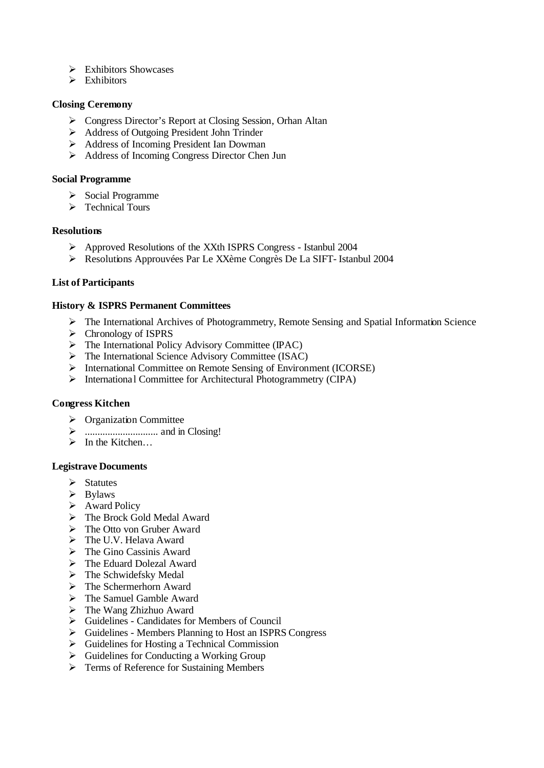- Exhibitors Showcases
- Exhibitors

**Closing Ceremony**

- Congress Director's Report at Closing Session, Orhan Altan
- Address of Outgoing President John Trinder
- Address of Incoming President Ian Dowman
- Address of Incoming Congress Director Chen Jun

**Social Programme**

- Social Programme
- Technical Tours

**Resolutions**

- Approved Resolutions of the XXth ISPRS Congress - Istanbul 2004
- Resolutions Approuvées Par Le XXème Congrès De La SIFT- Istanbul 2004

**List of Participants**

**History & ISPRS Permanent Committees**

- The International Archives of Photogrammetry, Remote Sensing and Spatial Information Science
- Chronology of ISPRS
- The International Policy Advisory Committee (IPAC)
- The International Science Advisory Committee (ISAC)
- International Committee on Remote Sensing of Environment (ICORSE)
- International Committee for Architectural Photogrammetry (CIPA)

**Congress Kitchen**

- Organization Committee
- ............................ and in Closing!
- In the Kitchen…

**Legistrave Documents**

- Statutes
- Bylaws
- Award Policy
- The Brock Gold Medal Award
- The Otto von Gruber Award
- The U.V. Helava Award
- The Gino Cassinis Award
- The Eduard Dolezal Award
- The Schwidefsky Medal
- The Schermerhorn Award
- The Samuel Gamble Award
- The Wang Zhizhuo Award
- Guidelines - Candidates for Members of Council
- Guidelines - Members Planning to Host an ISPRS Congress
- Guidelines for Hosting a Technical Commission
- Guidelines for Conducting a Working Group
- Terms of Reference for Sustaining Members